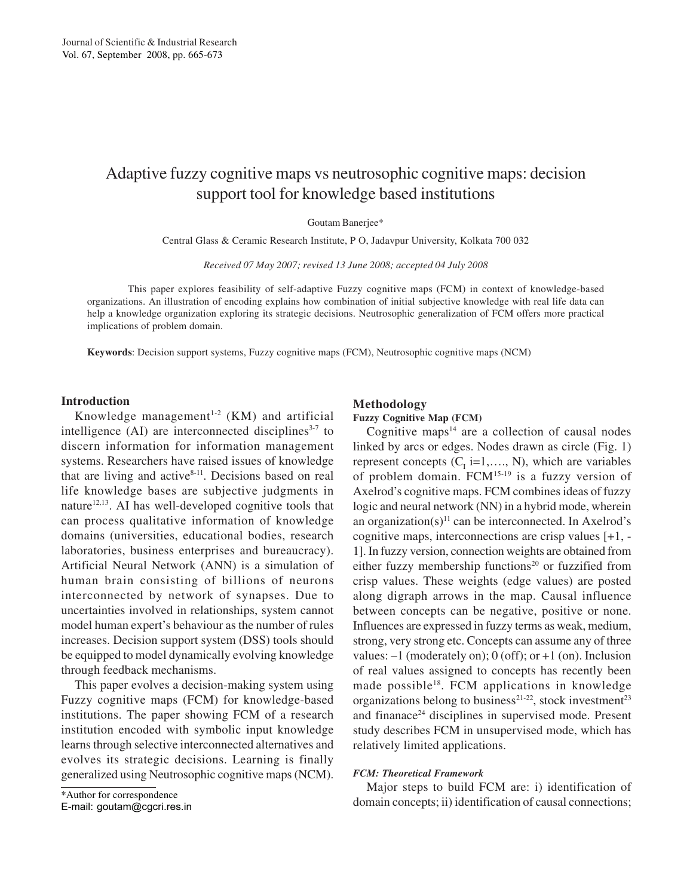# Adaptive fuzzy cognitive maps vs neutrosophic cognitive maps: decision support tool for knowledge based institutions

Goutam Banerjee*

Central Glass & Ceramic Research Institute, P O, Jadavpur University, Kolkata 700 032

*Received 07 May 2007; revised 13 June 2008; accepted 04 July 2008*

This paper explores feasibility of self-adaptive Fuzzy cognitive maps (FCM) in context of knowledge-based organizations. An illustration of encoding explains how combination of initial subjective knowledge with real life data can help a knowledge organization exploring its strategic decisions. Neutrosophic generalization of FCM offers more practical implications of problem domain.

**Keywords**: Decision support systems, Fuzzy cognitive maps (FCM), Neutrosophic cognitive maps (NCM)

## Introduction

Knowledge management[1-2] (KM) and artificial intelligence (AI) are interconnected disciplines[3-7] to discern information for information management systems. Researchers have raised issues of knowledge that are living and active[8-11]. Decisions based on real life knowledge bases are subjective judgments in nature[12,13]. AI has well-developed cognitive tools that can process qualitative information of knowledge domains (universities, educational bodies, research laboratories, business enterprises and bureaucracy). Artificial Neural Network (ANN) is a simulation of human brain consisting of billions of neurons interconnected by network of synapses. Due to uncertainties involved in relationships, system cannot model human expert's behaviour as the number of rules increases. Decision support system (DSS) tools should be equipped to model dynamically evolving knowledge through feedback mechanisms.

This paper evolves a decision-making system using Fuzzy cognitive maps (FCM) for knowledge-based institutions. The paper showing FCM of a research institution encoded with symbolic input knowledge learns through selective interconnected alternatives and evolves its strategic decisions. Learning is finally generalized using Neutrosophic cognitive maps (NCM).

*Author for correspondence
E-mail: goutam@cgcri.res.in

## Methodology

### Fuzzy Cognitive Map (FCM)

Cognitive maps[14] are a collection of causal nodes linked by arcs or edges. Nodes drawn as circle (Fig. 1) represent concepts ($C_I$ i=1,…., N), which are variables of problem domain. FCM[15-19] is a fuzzy version of Axelrod's cognitive maps. FCM combines ideas of fuzzy logic and neural network (NN) in a hybrid mode, wherein an organization(s)[11] can be interconnected. In Axelrod's cognitive maps, interconnections are crisp values [+1, -1]. In fuzzy version, connection weights are obtained from either fuzzy membership functions[20] or fuzzified from crisp values. These weights (edge values) are posted along digraph arrows in the map. Causal influence between concepts can be negative, positive or none. Influences are expressed in fuzzy terms as weak, medium, strong, very strong etc. Concepts can assume any of three values: –1 (moderately on); 0 (off); or +1 (on). Inclusion of real values assigned to concepts has recently been made possible[18]. FCM applications in knowledge organizations belong to business[21-22], stock investment[23] and finanace[24] disciplines in supervised mode. Present study describes FCM in unsupervised mode, which has relatively limited applications.

#### *FCM: Theoretical Framework*

Major steps to build FCM are: i) identification of domain concepts; ii) identification of causal connections;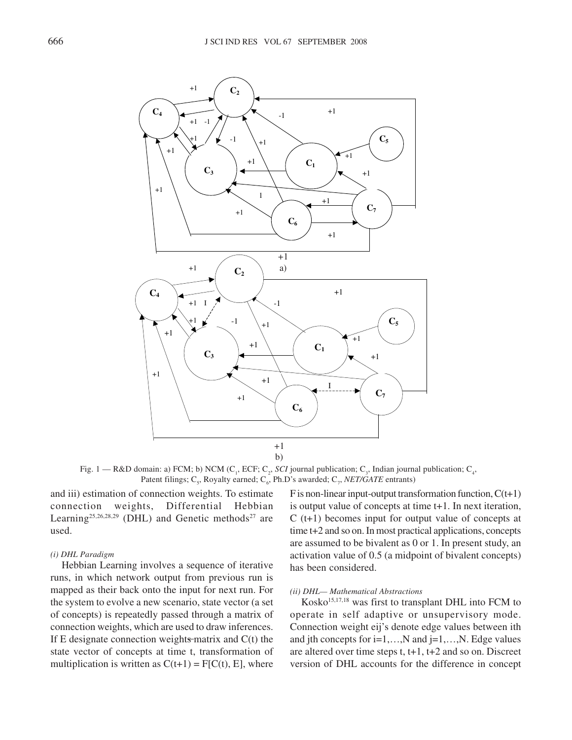Fig. 1 — R&D domain: a) FCM; b) NCM ($C_1$, ECF; $C_2$, *SCI* journal publication; $C_3$, Indian journal publication; $C_4$, Patent filings; $C_5$, Royalty earned; $C_6$, Ph.D's awarded; $C_7$, *NET/GATE* entrants)

and iii) estimation of connection weights. To estimate connection weights, Differential Hebbian Learning[25,26,28,29] (DHL) and Genetic methods[27] are used.

*(i) DHL Paradigm*

Hebbian Learning involves a sequence of iterative runs, in which network output from previous run is mapped as their back onto the input for next run. For the system to evolve a new scenario, state vector (a set of concepts) is repeatedly passed through a matrix of connection weights, which are used to draw inferences. If E designate connection weights matrix and C(t) the state vector of concepts at time t, transformation of multiplication is written as $C(t+1) = F[C(t), E]$, where F is non-linear input-output transformation function, $C(t+1)$ is output value of concepts at time t+1. In next iteration, C (t+1) becomes input for output value of concepts at time t+2 and so on. In most practical applications, concepts are assumed to be bivalent as 0 or 1. In present study, an activation value of 0.5 (a midpoint of bivalent concepts) has been considered.

*(ii) DHL— Mathematical Abstractions*

Kosko[15,17,18] was first to transplant DHL into FCM to operate in self adaptive or unsupervisory mode. Connection weight $e_{ij}$'s denote edge values between ith and jth concepts for $i=1,\ldots,N$ and $j=1,\ldots,N$. Edge values are altered over time steps t, t+1, t+2 and so on. Discreet version of DHL accounts for the difference in concept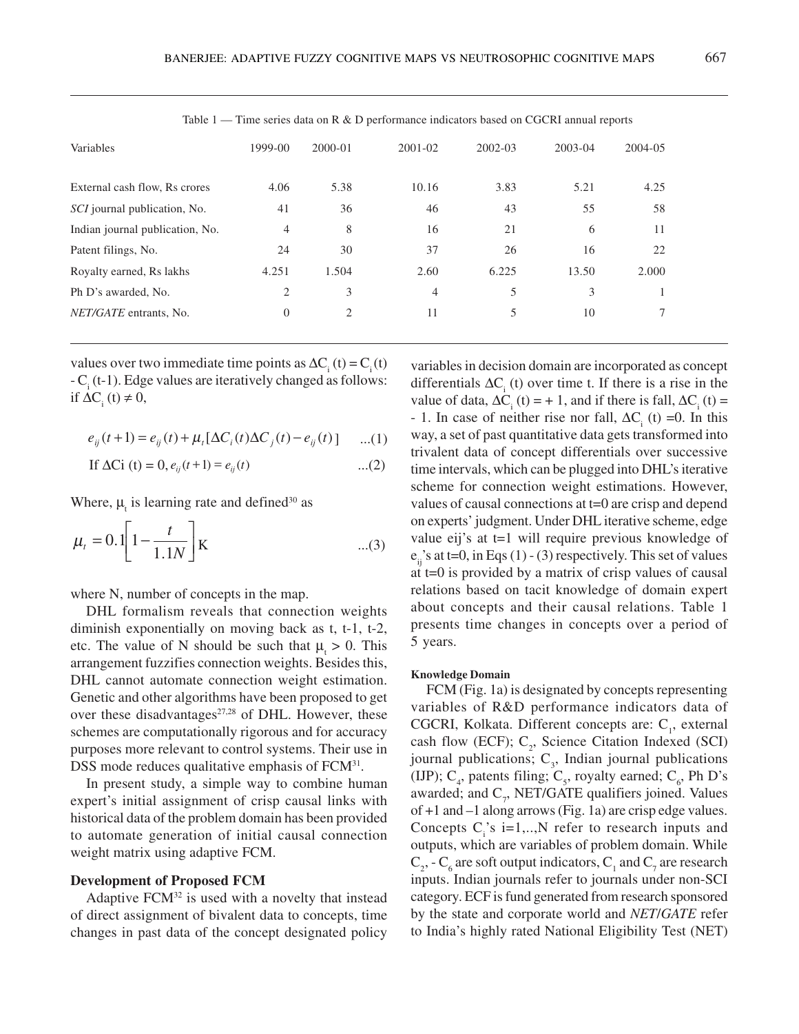Table 1 — Time series data on R & D performance indicators based on CGCRI annual reports

| Variables | 1999-00 | 2000-01 | 2001-02 | 2002-03 | 2003-04 | 2004-05 |
|---|---|---|---|---|---|---|
| External cash flow, Rs crores | 4.06 | 5.38 | 10.16 | 3.83 | 5.21 | 4.25 |
| *SCI* journal publication, No. | 41 | 36 | 46 | 43 | 55 | 58 |
| Indian journal publication, No. | 4 | 8 | 16 | 21 | 6 | 11 |
| Patent filings, No. | 24 | 30 | 37 | 26 | 16 | 22 |
| Royalty earned, Rs lakhs | 4.251 | 1.504 | 2.60 | 6.225 | 13.50 | 2.000 |
| Ph D's awarded, No. | 2 | 3 | 4 | 5 | 3 | 1 |
| *NET/GATE* entrants, No. | 0 | 2 | 11 | 5 | 10 | 7 |

values over two immediate time points as $\Delta C_i(t) = C_i(t) - C_i(t\text{-}1)$. Edge values are iteratively changed as follows: if $\Delta C_i(t) \neq 0$,

$$e_{ij}(t+1) = e_{ij}(t) + \mu_t[\Delta C_i(t)\Delta C_j(t) - e_{ij}(t)] \quad ...(1)$$

$$\text{If } \Delta Ci(t) = 0, e_{ij}(t+1) = e_{ij}(t) \quad ...(2)$$

Where, $\mu_t$ is learning rate and defined[30] as

$$\mu_t = 0.1\left[1 - \frac{t}{1.1N}\right]\text{K} \quad ...(3)$$

where N, number of concepts in the map.

DHL formalism reveals that connection weights diminish exponentially on moving back as t, t-1, t-2, etc. The value of N should be such that $\mu_t > 0$. This arrangement fuzzifies connection weights. Besides this, DHL cannot automate connection weight estimation. Genetic and other algorithms have been proposed to get over these disadvantages[27,28] of DHL. However, these schemes are computationally rigorous and for accuracy purposes more relevant to control systems. Their use in DSS mode reduces qualitative emphasis of FCM[31].

In present study, a simple way to combine human expert's initial assignment of crisp causal links with historical data of the problem domain has been provided to automate generation of initial causal connection weight matrix using adaptive FCM.

## Development of Proposed FCM

Adaptive FCM[32] is used with a novelty that instead of direct assignment of bivalent data to concepts, time changes in past data of the concept designated policy variables in decision domain are incorporated as concept differentials $\Delta C_i(t)$ over time t. If there is a rise in the value of data, $\Delta C_i(t) = +1$, and if there is fall, $\Delta C_i(t) = -1$. In case of neither rise nor fall, $\Delta C_i(t) = 0$. In this way, a set of past quantitative data gets transformed into trivalent data of concept differentials over successive time intervals, which can be plugged into DHL's iterative scheme for connection weight estimations. However, values of causal connections at t=0 are crisp and depend on experts' judgment. Under DHL iterative scheme, edge value eij's at t=1 will require previous knowledge of $e_{ij}$'s at t=0, in Eqs (1) - (3) respectively. This set of values at t=0 is provided by a matrix of crisp values of causal relations based on tacit knowledge of domain expert about concepts and their causal relations. Table 1 presents time changes in concepts over a period of 5 years.

### Knowledge Domain

FCM (Fig. 1a) is designated by concepts representing variables of R&D performance indicators data of CGCRI, Kolkata. Different concepts are: $C_1$, external cash flow (ECF); $C_2$, Science Citation Indexed (SCI) journal publications; $C_3$, Indian journal publications (IJP); $C_4$, patents filing; $C_5$, royalty earned; $C_6$, Ph D's awarded; and $C_7$, NET/GATE qualifiers joined. Values of +1 and –1 along arrows (Fig. 1a) are crisp edge values. Concepts $C_i$'s i=1,..,N refer to research inputs and outputs, which are variables of problem domain. While $C_2$, - $C_6$ are soft output indicators, $C_1$ and $C_7$ are research inputs. Indian journals refer to journals under non-SCI category. ECF is fund generated from research sponsored by the state and corporate world and *NET/GATE* refer to India's highly rated National Eligibility Test (NET)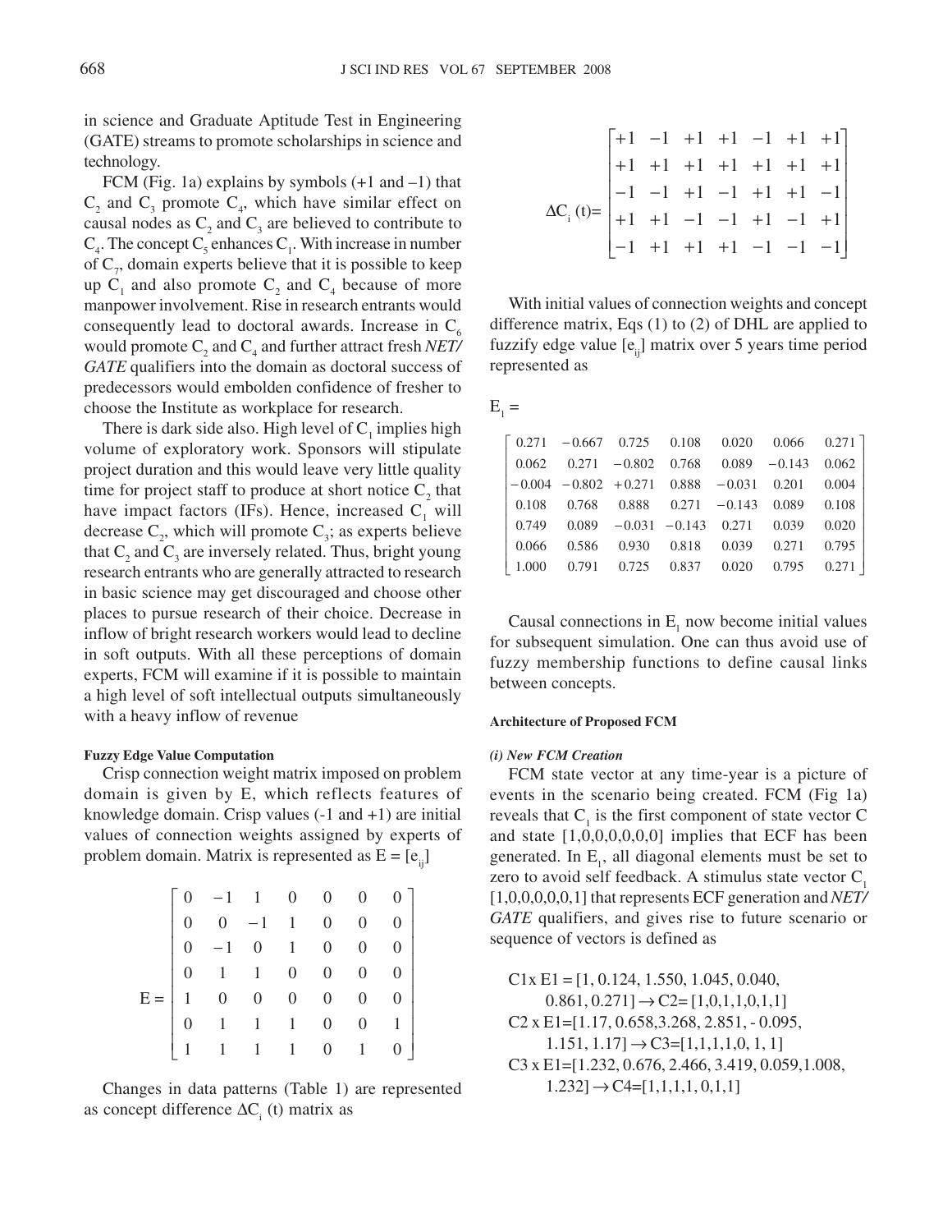in science and Graduate Aptitude Test in Engineering (GATE) streams to promote scholarships in science and technology.

FCM (Fig. 1a) explains by symbols (+1 and –1) that $C_2$ and $C_3$ promote $C_4$, which have similar effect on causal nodes as $C_2$ and $C_3$ are believed to contribute to $C_4$. The concept $C_5$ enhances $C_1$. With increase in number of $C_7$, domain experts believe that it is possible to keep up $C_1$ and also promote $C_2$ and $C_4$ because of more manpower involvement. Rise in research entrants would consequently lead to doctoral awards. Increase in $C_6$ would promote $C_2$ and $C_4$ and further attract fresh *NET/GATE* qualifiers into the domain as doctoral success of predecessors would embolden confidence of fresher to choose the Institute as workplace for research.

There is dark side also. High level of $C_1$ implies high volume of exploratory work. Sponsors will stipulate project duration and this would leave very little quality time for project staff to produce at short notice $C_2$ that have impact factors (IFs). Hence, increased $C_1$ will decrease $C_2$, which will promote $C_3$; as experts believe that $C_2$ and $C_3$ are inversely related. Thus, bright young research entrants who are generally attracted to research in basic science may get discouraged and choose other places to pursue research of their choice. Decrease in inflow of bright research workers would lead to decline in soft outputs. With all these perceptions of domain experts, FCM will examine if it is possible to maintain a high level of soft intellectual outputs simultaneously with a heavy inflow of revenue

#### Fuzzy Edge Value Computation

Crisp connection weight matrix imposed on problem domain is given by E, which reflects features of knowledge domain. Crisp values (-1 and +1) are initial values of connection weights assigned by experts of problem domain. Matrix is represented as $E = [e_{ij}]$

$$E = \begin{bmatrix} 0 & -1 & 1 & 0 & 0 & 0 & 0 \\ 0 & 0 & -1 & 1 & 0 & 0 & 0 \\ 0 & -1 & 0 & 1 & 0 & 0 & 0 \\ 0 & 1 & 1 & 0 & 0 & 0 & 0 \\ 1 & 0 & 0 & 0 & 0 & 0 & 0 \\ 0 & 1 & 1 & 1 & 0 & 0 & 1 \\ 1 & 1 & 1 & 1 & 0 & 1 & 0 \end{bmatrix}$$

Changes in data patterns (Table 1) are represented as concept difference $\Delta C_i$ (t) matrix as

$$\Delta C_i\,(t) = \begin{bmatrix} +1 & -1 & +1 & +1 & -1 & +1 & +1 \\ +1 & +1 & +1 & +1 & +1 & +1 & +1 \\ -1 & -1 & +1 & -1 & +1 & +1 & -1 \\ +1 & +1 & -1 & -1 & +1 & -1 & +1 \\ -1 & +1 & +1 & +1 & -1 & -1 & -1 \end{bmatrix}$$

With initial values of connection weights and concept difference matrix, Eqs (1) to (2) of DHL are applied to fuzzify edge value $[e_{ij}]$ matrix over 5 years time period represented as

$$E_1 = \begin{bmatrix} 0.271 & -0.667 & 0.725 & 0.108 & 0.020 & 0.066 & 0.271 \\ 0.062 & 0.271 & -0.802 & 0.768 & 0.089 & -0.143 & 0.062 \\ -0.004 & -0.802 & +0.271 & 0.888 & -0.031 & 0.201 & 0.004 \\ 0.108 & 0.768 & 0.888 & 0.271 & -0.143 & 0.089 & 0.108 \\ 0.749 & 0.089 & -0.031 & -0.143 & 0.271 & 0.039 & 0.020 \\ 0.066 & 0.586 & 0.930 & 0.818 & 0.039 & 0.271 & 0.795 \\ 1.000 & 0.791 & 0.725 & 0.837 & 0.020 & 0.795 & 0.271 \end{bmatrix}$$

Causal connections in $E_1$ now become initial values for subsequent simulation. One can thus avoid use of fuzzy membership functions to define causal links between concepts.

#### Architecture of Proposed FCM

##### *(i) New FCM Creation*

FCM state vector at any time-year is a picture of events in the scenario being created. FCM (Fig 1a) reveals that $C_1$ is the first component of state vector C and state [1,0,0,0,0,0,0] implies that ECF has been generated. In $E_1$, all diagonal elements must be set to zero to avoid self feedback. A stimulus state vector $C_1$ [1,0,0,0,0,0,1] that represents ECF generation and *NET/GATE* qualifiers, and gives rise to future scenario or sequence of vectors is defined as

C1x E1 = [1, 0.124, 1.550, 1.045, 0.040, 0.861, 0.271] → C2= [1,0,1,1,0,1,1]
C2 x E1=[1.17, 0.658,3.268, 2.851, - 0.095, 1.151, 1.17] → C3=[1,1,1,1,0, 1, 1]
C3 x E1=[1.232, 0.676, 2.466, 3.419, 0.059,1.008, 1.232] → C4=[1,1,1,1, 0,1,1]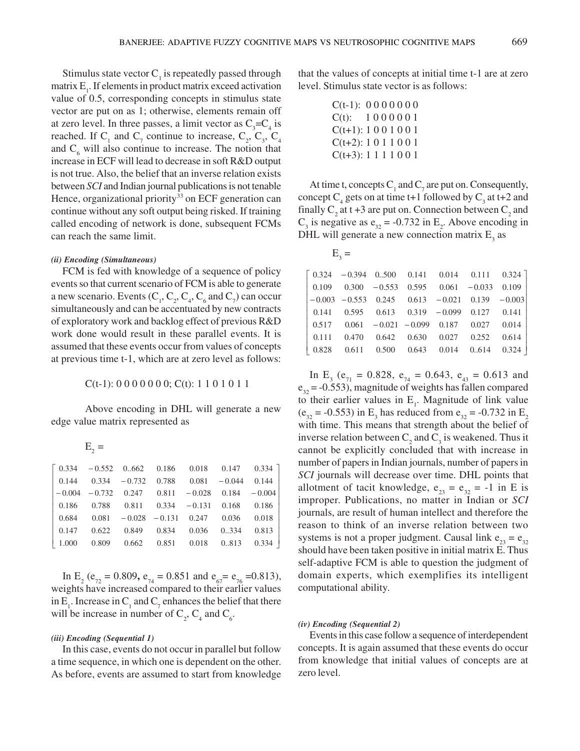Stimulus state vector $C_1$ is repeatedly passed through matrix $E_1$. If elements in product matrix exceed activation value of 0.5, corresponding concepts in stimulus state vector are put on as 1; otherwise, elements remain off at zero level. In three passes, a limit vector as $C_3$=$C_4$ is reached. If $C_1$ and $C_7$ continue to increase, $C_2$, $C_3$, $C_4$ and $C_6$ will also continue to increase. The notion that increase in ECF will lead to decrease in soft R&D output is not true. Also, the belief that an inverse relation exists between *SCI* and Indian journal publications is not tenable Hence, organizational priority[33] on ECF generation can continue without any soft output being risked. If training called encoding of network is done, subsequent FCMs can reach the same limit.

##### *(ii) Encoding (Simultaneous)*

FCM is fed with knowledge of a sequence of policy events so that current scenario of FCM is able to generate a new scenario. Events ($C_1$, $C_2$, $C_4$, $C_6$ and $C_7$) can occur simultaneously and can be accentuated by new contracts of exploratory work and backlog effect of previous R&D work done would result in these parallel events. It is assumed that these events occur from values of concepts at previous time t-1, which are at zero level as follows:

C(t-1): 0 0 0 0 0 0 0; C(t): 1 1 0 1 0 1 1

Above encoding in DHL will generate a new edge value matrix represented as

$$E_2 = \begin{bmatrix} 0.334 & -0.552 & 0..662 & 0.186 & 0.018 & 0.147 & 0.334 \\ 0.144 & 0.334 & -0.732 & 0.788 & 0.081 & -0.044 & 0.144 \\ -0.004 & -0.732 & 0.247 & 0.811 & -0.028 & 0.184 & -0.004 \\ 0.186 & 0.788 & 0.811 & 0.334 & -0.131 & 0.168 & 0.186 \\ 0.684 & 0.081 & -0.028 & -0.131 & 0.247 & 0.036 & 0.018 \\ 0.147 & 0.622 & 0.849 & 0.834 & 0.036 & 0..334 & 0.813 \\ 1.000 & 0.809 & 0.662 & 0.851 & 0.018 & 0..813 & 0.334 \end{bmatrix}$$

In $E_2$ ($e_{72}$ = 0.809, $e_{74}$ = 0.851 and $e_{67}$= $e_{76}$ =0.813), weights have increased compared to their earlier values in $E_1$. Increase in $C_1$ and $C_7$ enhances the belief that there will be increase in number of $C_2$, $C_4$ and $C_6$.

##### *(iii) Encoding (Sequential 1)*

In this case, events do not occur in parallel but follow a time sequence, in which one is dependent on the other. As before, events are assumed to start from knowledge that the values of concepts at initial time t-1 are at zero level. Stimulus state vector is as follows:

C(t-1): 0 0 0 0 0 0 0  
C(t): 1 0 0 0 0 0 1  
C(t+1): 1 0 0 1 0 0 1  
C(t+2): 1 0 1 1 0 0 1  
C(t+3): 1 1 1 1 0 0 1

At time t, concepts $C_1$ and $C_7$ are put on. Consequently, concept $C_4$ gets on at time t+1 followed by $C_3$ at t+2 and finally $C_2$ at t +3 are put on. Connection between $C_2$ and $C_3$ is negative as $e_{32}$ = -0.732 in $E_2$. Above encoding in DHL will generate a new connection matrix $E_3$ as

$$E_3 = \begin{bmatrix} 0.324 & -0.394 & 0..500 & 0.141 & 0.014 & 0.111 & 0.324 \\ 0.109 & 0.300 & -0.553 & 0.595 & 0.061 & -0.033 & 0.109 \\ -0.003 & -0.553 & 0.245 & 0.613 & -0.021 & 0.139 & -0.003 \\ 0.141 & 0.595 & 0.613 & 0.319 & -0.099 & 0.127 & 0.141 \\ 0.517 & 0.061 & -0.021 & -0.099 & 0.187 & 0.027 & 0.014 \\ 0.111 & 0.470 & 0.642 & 0.630 & 0.027 & 0.252 & 0.614 \\ 0.828 & 0.611 & 0.500 & 0.643 & 0.014 & 0..614 & 0.324 \end{bmatrix}$$

In $E_3$ ($e_{71}$ = 0.828, $e_{74}$ = 0.643, $e_{43}$ = 0.613 and $e_{32}$ = -0.553), magnitude of weights has fallen compared to their earlier values in $E_1$. Magnitude of link value ($e_{32}$ = -0.553) in $E_3$ has reduced from $e_{32}$ = -0.732 in $E_2$ with time. This means that strength about the belief of inverse relation between $C_2$ and $C_3$ is weakened. Thus it cannot be explicitly concluded that with increase in number of papers in Indian journals, number of papers in *SCI* journals will decrease over time. DHL points that allotment of tacit knowledge, $e_{23}$ = $e_{32}$ = -1 in E is improper. Publications, no matter in Indian or *SCI* journals, are result of human intellect and therefore the reason to think of an inverse relation between two systems is not a proper judgment. Causal link $e_{23}$ = $e_{32}$ should have been taken positive in initial matrix E. Thus self-adaptive FCM is able to question the judgment of domain experts, which exemplifies its intelligent computational ability.

##### *(iv) Encoding (Sequential 2)*

Events in this case follow a sequence of interdependent concepts. It is again assumed that these events do occur from knowledge that initial values of concepts are at zero level.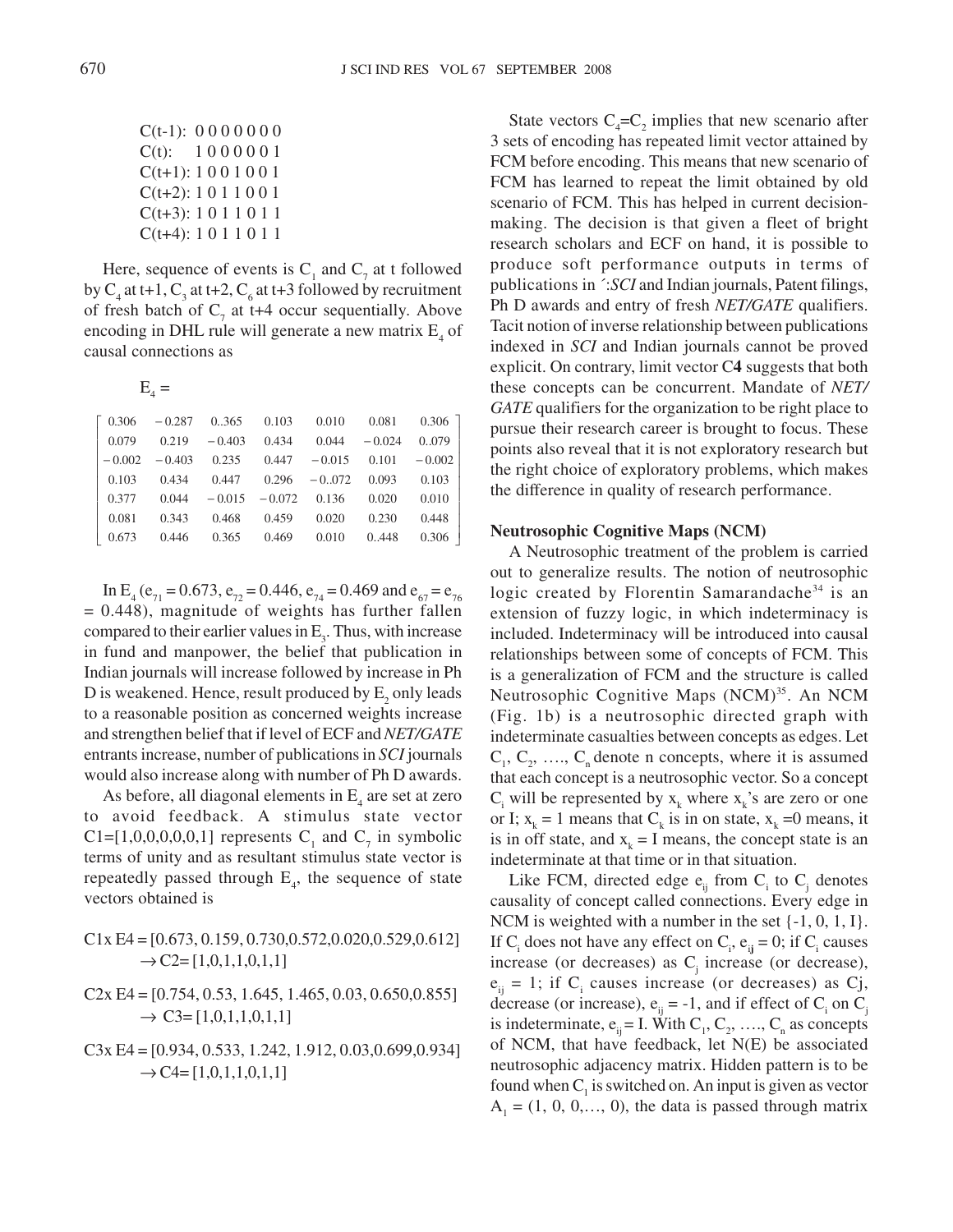C(t-1): 0 0 0 0 0 0 0
C(t): 1 0 0 0 0 0 1
C(t+1): 1 0 0 1 0 0 1
C(t+2): 1 0 1 1 0 0 1
C(t+3): 1 0 1 1 0 1 1
C(t+4): 1 0 1 1 0 1 1

Here, sequence of events is $C_1$ and $C_7$ at t followed by $C_4$ at t+1, $C_3$ at t+2, $C_6$ at t+3 followed by recruitment of fresh batch of $C_7$ at t+4 occur sequentially. Above encoding in DHL rule will generate a new matrix $E_4$ of causal connections as

$$E_4 = \begin{bmatrix} 0.306 & -0.287 & 0..365 & 0.103 & 0.010 & 0.081 & 0.306 \\ 0.079 & 0.219 & -0.403 & 0.434 & 0.044 & -0.024 & 0..079 \\ -0.002 & -0.403 & 0.235 & 0.447 & -0.015 & 0.101 & -0.002 \\ 0.103 & 0.434 & 0.447 & 0.296 & -0..072 & 0.093 & 0.103 \\ 0.377 & 0.044 & -0.015 & -0.072 & 0.136 & 0.020 & 0.010 \\ 0.081 & 0.343 & 0.468 & 0.459 & 0.020 & 0.230 & 0.448 \\ 0.673 & 0.446 & 0.365 & 0.469 & 0.010 & 0..448 & 0.306 \end{bmatrix}$$

In $E_4$ ($e_{71} = 0.673$, $e_{72} = 0.446$, $e_{74} = 0.469$ and $e_{67} = e_{76} = 0.448$), magnitude of weights has further fallen compared to their earlier values in $E_3$. Thus, with increase in fund and manpower, the belief that publication in Indian journals will increase followed by increase in Ph D is weakened. Hence, result produced by $E_2$ only leads to a reasonable position as concerned weights increase and strengthen belief that if level of ECF and *NET/GATE* entrants increase, number of publications in *SCI* journals would also increase along with number of Ph D awards.

As before, all diagonal elements in $E_4$ are set at zero to avoid feedback. A stimulus state vector C1=[1,0,0,0,0,0,1] represents $C_1$ and $C_7$ in symbolic terms of unity and as resultant stimulus state vector is repeatedly passed through $E_4$, the sequence of state vectors obtained is

C1x E4 = [0.673, 0.159, 0.730,0.572,0.020,0.529,0.612] $\rightarrow$ C2= [1,0,1,1,0,1,1]

C2x E4 = [0.754, 0.53, 1.645, 1.465, 0.03, 0.650,0.855] $\rightarrow$ C3= [1,0,1,1,0,1,1]

C3x E4 = [0.934, 0.533, 1.242, 1.912, 0.03,0.699,0.934] $\rightarrow$ C4= [1,0,1,1,0,1,1]

State vectors $C_4$=$C_2$ implies that new scenario after 3 sets of encoding has repeated limit vector attained by FCM before encoding. This means that new scenario of FCM has learned to repeat the limit obtained by old scenario of FCM. This has helped in current decision-making. The decision is that given a fleet of bright research scholars and ECF on hand, it is possible to produce soft performance outputs in terms of publications in ´:*SCI* and Indian journals, Patent filings, Ph D awards and entry of fresh *NET/GATE* qualifiers. Tacit notion of inverse relationship between publications indexed in *SCI* and Indian journals cannot be proved explicit. On contrary, limit vector **C4** suggests that both these concepts can be concurrent. Mandate of *NET/GATE* qualifiers for the organization to be right place to pursue their research career is brought to focus. These points also reveal that it is not exploratory research but the right choice of exploratory problems, which makes the difference in quality of research performance.

### Neutrosophic Cognitive Maps (NCM)

A Neutrosophic treatment of the problem is carried out to generalize results. The notion of neutrosophic logic created by Florentin Samarandache[34] is an extension of fuzzy logic, in which indeterminacy is included. Indeterminacy will be introduced into causal relationships between some of concepts of FCM. This is a generalization of FCM and the structure is called Neutrosophic Cognitive Maps (NCM)[35]. An NCM (Fig. 1b) is a neutrosophic directed graph with indeterminate casualties between concepts as edges. Let $C_1$, $C_2$, …., $C_n$ denote n concepts, where it is assumed that each concept is a neutrosophic vector. So a concept $C_i$ will be represented by $x_k$ where $x_k$'s are zero or one or I; $x_k$ = 1 means that $C_k$ is in on state, $x_k$ =0 means, it is in off state, and $x_k$ = I means, the concept state is an indeterminate at that time or in that situation.

Like FCM, directed edge $e_{ij}$ from $C_i$ to $C_j$ denotes causality of concept called connections. Every edge in NCM is weighted with a number in the set {-1, 0, 1, I}. If $C_i$ does not have any effect on $C_i$, $e_{ij}$ = 0; if $C_i$ causes increase (or decreases) as $C_j$ increase (or decrease), $e_{ij}$ = 1; if $C_i$ causes increase (or decreases) as Cj, decrease (or increase), $e_{ij}$ = -1, and if effect of $C_i$ on $C_j$ is indeterminate, $e_{ij}$ = I. With $C_1$, $C_2$, …., $C_n$ as concepts of NCM, that have feedback, let N(E) be associated neutrosophic adjacency matrix. Hidden pattern is to be found when $C_1$ is switched on. An input is given as vector $A_1$ = (1, 0, 0,…, 0), the data is passed through matrix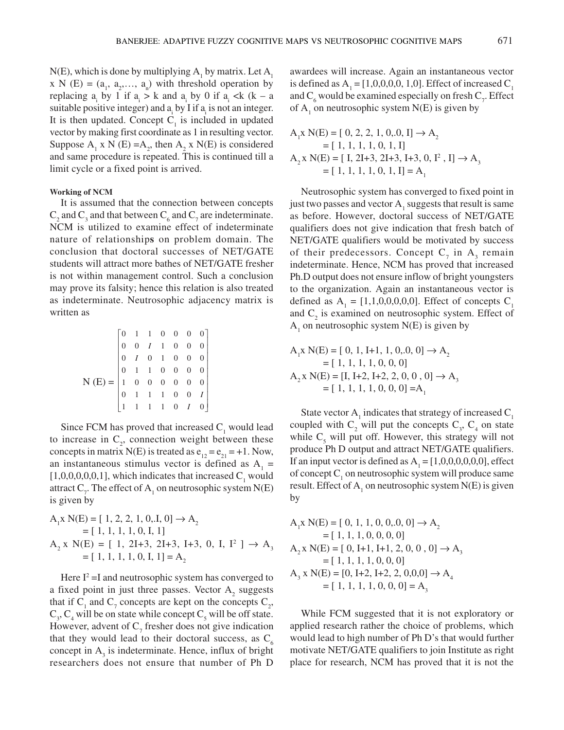N(E), which is done by multiplying $A_1$ by matrix. Let $A_1$ x N (E) = ($a_1$, $a_2$,…, $a_n$) with threshold operation by replacing $a_i$ by 1 if $a_i$ > k and $a_i$ by 0 if $a_i$ <k (k – a suitable positive integer) and $a_i$ by I if $a_i$ is not an integer. It is then updated. Concept $C_1$ is included in updated vector by making first coordinate as 1 in resulting vector. Suppose $A_1$ x N (E) =$A_2$, then $A_2$ x N(E) is considered and same procedure is repeated. This is continued till a limit cycle or a fixed point is arrived.

**Working of NCM**

It is assumed that the connection between concepts $C_2$ and $C_3$ and that between $C_6$ and $C_7$ are indeterminate. NCM is utilized to examine effect of indeterminate nature of relationships on problem domain. The conclusion that doctoral successes of NET/GATE students will attract more bathes of NET/GATE fresher is not within management control. Such a conclusion may prove its falsity; hence this relation is also treated as indeterminate. Neutrosophic adjacency matrix is written as

$$N(E) = \begin{bmatrix} 0 & 1 & 1 & 0 & 0 & 0 & 0 \\ 0 & 0 & I & 1 & 0 & 0 & 0 \\ 0 & I & 0 & 1 & 0 & 0 & 0 \\ 0 & 1 & 1 & 0 & 0 & 0 & 0 \\ 1 & 0 & 0 & 0 & 0 & 0 & 0 \\ 0 & 1 & 1 & 1 & 0 & 0 & I \\ 1 & 1 & 1 & 1 & 0 & I & 0 \end{bmatrix}$$

Since FCM has proved that increased $C_1$ would lead to increase in $C_2$, connection weight between these concepts in matrix N(E) is treated as $e_{12} = e_{21} = +1$. Now, an instantaneous stimulus vector is defined as $A_1$ = [1,0,0,0,0,0,1], which indicates that increased $C_1$ would attract $C_7$. The effect of $A_1$ on neutrosophic system N(E) is given by

$A_1$x N(E) = [ 1, 2, 2, 1, 0,.I, 0] → $A_2$
= [ 1, 1, 1, 1, 0, I, 1]
$A_2$ x N(E) = [ 1, 2I+3, 2I+3, I+3, 0, I, $I^2$ ] → $A_3$
= [ 1, 1, 1, 1, 0, I, 1] = $A_2$

Here $I^2$ =I and neutrosophic system has converged to a fixed point in just three passes. Vector $A_2$ suggests that if $C_1$ and $C_7$ concepts are kept on the concepts $C_2$, $C_3$, $C_4$ will be on state while concept $C_5$ will be off state. However, advent of $C_7$ fresher does not give indication that they would lead to their doctoral success, as $C_6$ concept in $A_3$ is indeterminate. Hence, influx of bright researchers does not ensure that number of Ph D awardees will increase. Again an instantaneous vector is defined as $A_1$ = [1,0,0,0,0, 1,0]. Effect of increased $C_1$ and $C_6$ would be examined especially on fresh $C_7$. Effect of $A_1$ on neutrosophic system N(E) is given by

$A_1$x N(E) = [ 0, 2, 2, 1, 0,.0, I] → $A_2$
= [ 1, 1, 1, 1, 0, 1, I]
$A_2$ x N(E) = [ I, 2I+3, 2I+3, I+3, 0, $I^2$ , I] → $A_3$
= [ 1, 1, 1, 1, 0, 1, I] = $A_1$

Neutrosophic system has converged to fixed point in just two passes and vector $A_1$ suggests that result is same as before. However, doctoral success of NET/GATE qualifiers does not give indication that fresh batch of NET/GATE qualifiers would be motivated by success of their predecessors. Concept $C_7$ in $A_3$ remain indeterminate. Hence, NCM has proved that increased Ph.D output does not ensure inflow of bright youngsters to the organization. Again an instantaneous vector is defined as $A_1$ = [1,1,0,0,0,0,0]. Effect of concepts $C_1$ and $C_2$ is examined on neutrosophic system. Effect of $A_1$ on neutrosophic system N(E) is given by

$A_1$x N(E) = [ 0, 1, I+1, 1, 0,.0, 0] → $A_2$
= [ 1, 1, 1, 1, 0, 0, 0]
$A_2$ x N(E) = [I, I+2, I+2, 2, 0, 0 , 0] → $A_3$
= [ 1, 1, 1, 1, 0, 0, 0] =$A_1$

State vector $A_1$ indicates that strategy of increased $C_1$ coupled with $C_2$ will put the concepts $C_3$, $C_4$ on state while $C_5$ will put off. However, this strategy will not produce Ph D output and attract NET/GATE qualifiers. If an input vector is defined as $A_1$ = [1,0,0,0,0,0,0], effect of concept $C_1$ on neutrosophic system will produce same result. Effect of $A_1$ on neutrosophic system N(E) is given by

$A_1$x N(E) = [ 0, 1, 1, 0, 0,.0, 0] → $A_2$
= [ 1, 1, 1, 0, 0, 0, 0]
$A_2$ x N(E) = [ 0, I+1, I+1, 2, 0, 0 , 0] → $A_3$
= [ 1, 1, 1, 1, 0, 0, 0]
$A_3$ x N(E) = [0, I+2, I+2, 2, 0,0,0] → $A_4$
= [ 1, 1, 1, 1, 0, 0, 0] = $A_3$

While FCM suggested that it is not exploratory or applied research rather the choice of problems, which would lead to high number of Ph D's that would further motivate NET/GATE qualifiers to join Institute as right place for research, NCM has proved that it is not the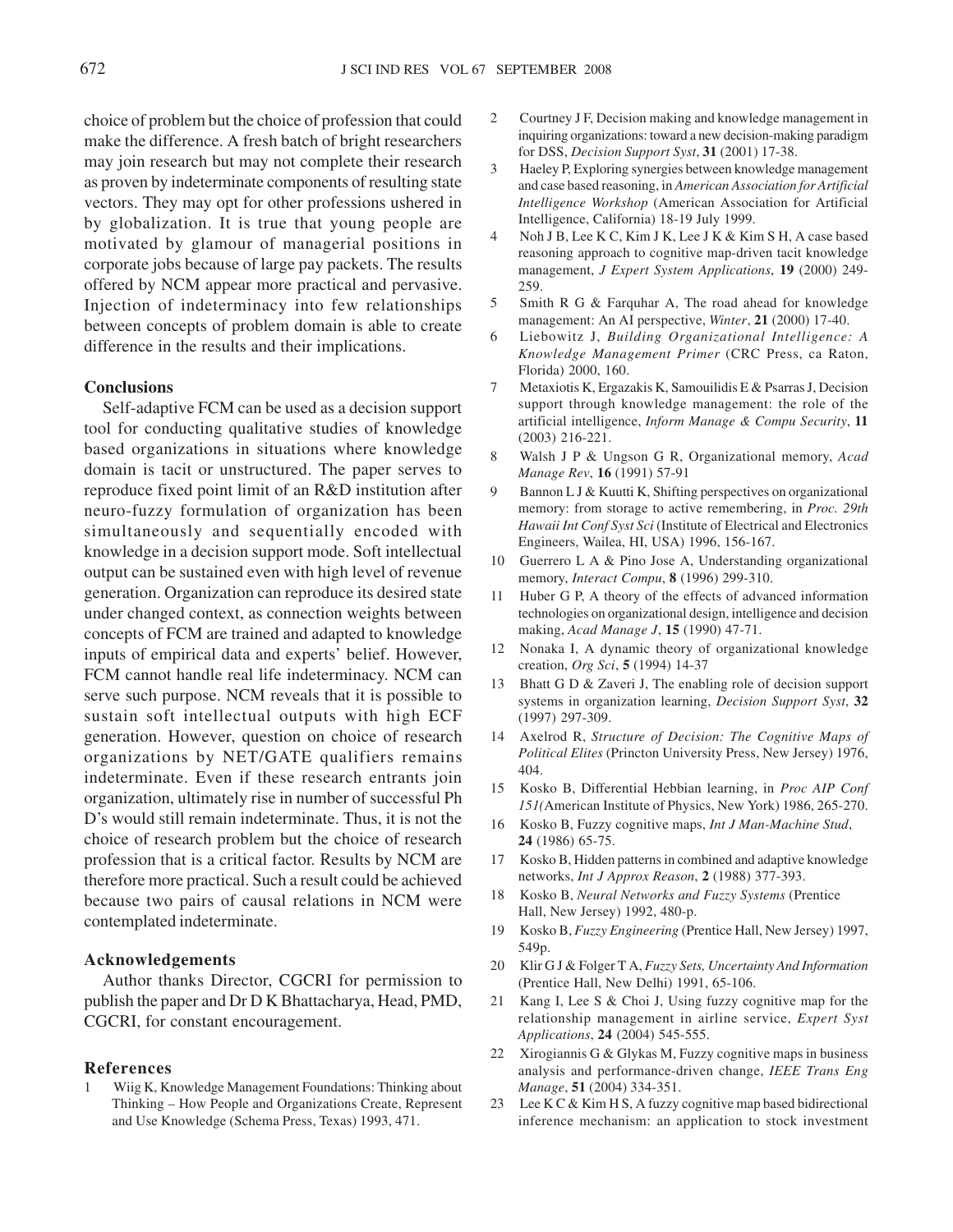choice of problem but the choice of profession that could make the difference. A fresh batch of bright researchers may join research but may not complete their research as proven by indeterminate components of resulting state vectors. They may opt for other professions ushered in by globalization. It is true that young people are motivated by glamour of managerial positions in corporate jobs because of large pay packets. The results offered by NCM appear more practical and pervasive. Injection of indeterminacy into few relationships between concepts of problem domain is able to create difference in the results and their implications.

## Conclusions

Self-adaptive FCM can be used as a decision support tool for conducting qualitative studies of knowledge based organizations in situations where knowledge domain is tacit or unstructured. The paper serves to reproduce fixed point limit of an R&D institution after neuro-fuzzy formulation of organization has been simultaneously and sequentially encoded with knowledge in a decision support mode. Soft intellectual output can be sustained even with high level of revenue generation. Organization can reproduce its desired state under changed context, as connection weights between concepts of FCM are trained and adapted to knowledge inputs of empirical data and experts' belief. However, FCM cannot handle real life indeterminacy. NCM can serve such purpose. NCM reveals that it is possible to sustain soft intellectual outputs with high ECF generation. However, question on choice of research organizations by NET/GATE qualifiers remains indeterminate. Even if these research entrants join organization, ultimately rise in number of successful Ph D's would still remain indeterminate. Thus, it is not the choice of research problem but the choice of research profession that is a critical factor. Results by NCM are therefore more practical. Such a result could be achieved because two pairs of causal relations in NCM were contemplated indeterminate.

## Acknowledgements

Author thanks Director, CGCRI for permission to publish the paper and Dr D K Bhattacharya, Head, PMD, CGCRI, for constant encouragement.

## References

1. Wiig K, Knowledge Management Foundations: Thinking about Thinking – How People and Organizations Create, Represent and Use Knowledge (Schema Press, Texas) 1993, 471.
2. Courtney J F, Decision making and knowledge management in inquiring organizations: toward a new decision-making paradigm for DSS, *Decision Support Syst*, **31** (2001) 17-38.
3. Haeley P, Exploring synergies between knowledge management and case based reasoning, in *American Association for Artificial Intelligence Workshop* (American Association for Artificial Intelligence, California) 18-19 July 1999.
4. Noh J B, Lee K C, Kim J K, Lee J K & Kim S H, A case based reasoning approach to cognitive map-driven tacit knowledge management, *J Expert System Applications*, **19** (2000) 249-259.
5. Smith R G & Farquhar A, The road ahead for knowledge management: An AI perspective, *Winter*, **21** (2000) 17-40.
6. Liebowitz J, *Building Organizational Intelligence: A Knowledge Management Primer* (CRC Press, ca Raton, Florida) 2000, 160.
7. Metaxiotis K, Ergazakis K, Samouilidis E & Psarras J, Decision support through knowledge management: the role of the artificial intelligence, *Inform Manage & Compu Security*, **11** (2003) 216-221.
8. Walsh J P & Ungson G R, Organizational memory, *Acad Manage Rev*, **16** (1991) 57-91
9. Bannon L J & Kuutti K, Shifting perspectives on organizational memory: from storage to active remembering, in *Proc. 29th Hawaii Int Conf Syst Sci* (Institute of Electrical and Electronics Engineers, Wailea, HI, USA) 1996, 156-167.
10. Guerrero L A & Pino Jose A, Understanding organizational memory, *Interact Compu*, **8** (1996) 299-310.
11. Huber G P, A theory of the effects of advanced information technologies on organizational design, intelligence and decision making, *Acad Manage J*, **15** (1990) 47-71.
12. Nonaka I, A dynamic theory of organizational knowledge creation, *Org Sci*, **5** (1994) 14-37
13. Bhatt G D & Zaveri J, The enabling role of decision support systems in organization learning, *Decision Support Syst*, **32** (1997) 297-309.
14. Axelrod R, *Structure of Decision: The Cognitive Maps of Political Elites* (Princton University Press, New Jersey) 1976, 404.
15. Kosko B, Differential Hebbian learning, in *Proc AIP Conf 151*(American Institute of Physics, New York) 1986, 265-270.
16. Kosko B, Fuzzy cognitive maps, *Int J Man-Machine Stud*, **24** (1986) 65-75.
17. Kosko B, Hidden patterns in combined and adaptive knowledge networks, *Int J Approx Reason*, **2** (1988) 377-393.
18. Kosko B, *Neural Networks and Fuzzy Systems* (Prentice Hall, New Jersey) 1992, 480-p.
19. Kosko B, *Fuzzy Engineering* (Prentice Hall, New Jersey) 1997, 549p.
20. Klir G J & Folger T A, *Fuzzy Sets, Uncertainty And Information* (Prentice Hall, New Delhi) 1991, 65-106.
21. Kang I, Lee S & Choi J, Using fuzzy cognitive map for the relationship management in airline service, *Expert Syst Applications*, **24** (2004) 545-555.
22. Xirogiannis G & Glykas M, Fuzzy cognitive maps in business analysis and performance-driven change, *IEEE Trans Eng Manage*, **51** (2004) 334-351.
23. Lee K C & Kim H S, A fuzzy cognitive map based bidirectional inference mechanism: an application to stock investment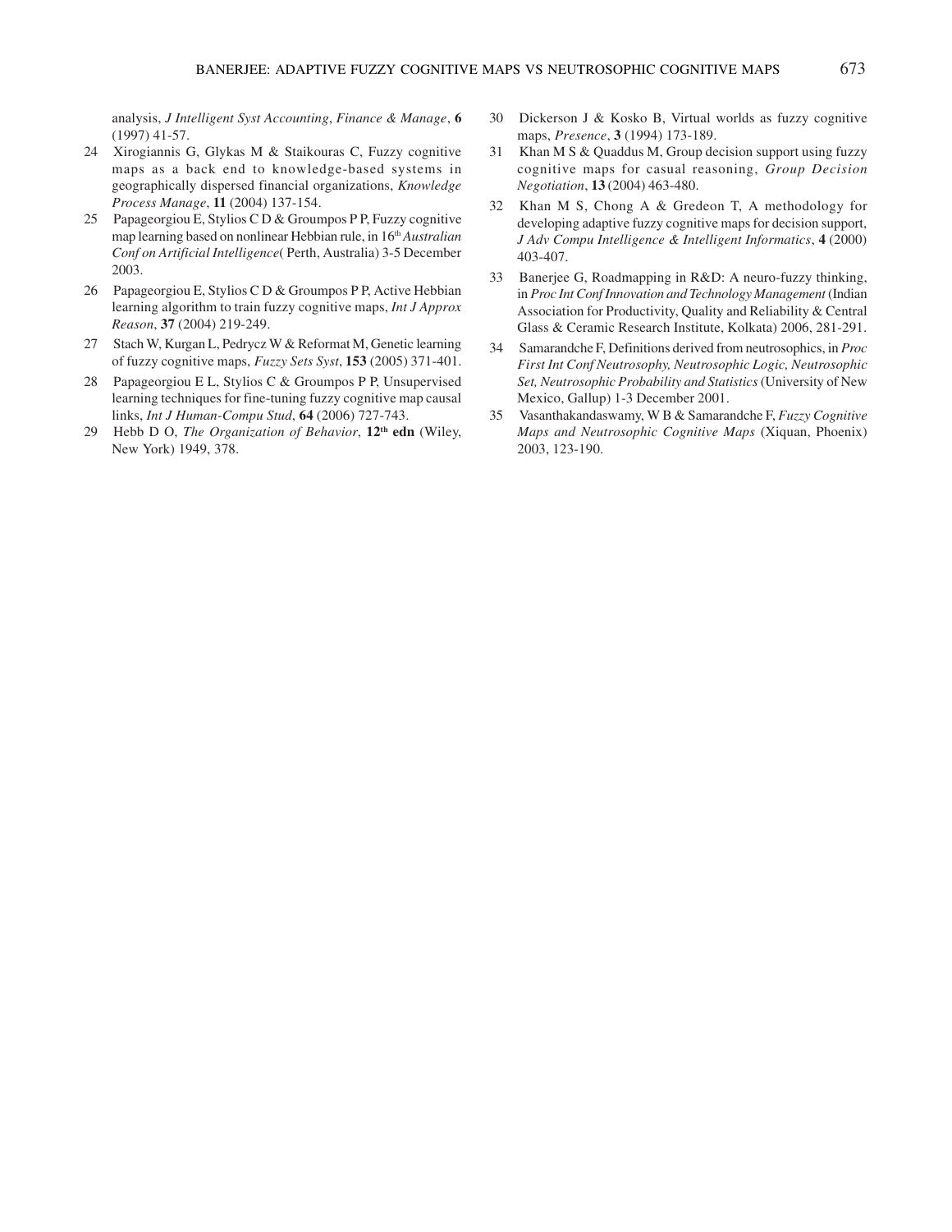analysis, *J Intelligent Syst Accounting*, *Finance & Manage*, **6** (1997) 41-57.

24 Xirogiannis G, Glykas M & Staikouras C, Fuzzy cognitive maps as a back end to knowledge-based systems in geographically dispersed financial organizations, *Knowledge Process Manage*, **11** (2004) 137-154.

25 Papageorgiou E, Stylios C D & Groumpos P P, Fuzzy cognitive map learning based on nonlinear Hebbian rule, in 16th *Australian Conf on Artificial Intelligence*( Perth, Australia) 3-5 December 2003.

26 Papageorgiou E, Stylios C D & Groumpos P P, Active Hebbian learning algorithm to train fuzzy cognitive maps, *Int J Approx Reason*, **37** (2004) 219-249.

27 Stach W, Kurgan L, Pedrycz W & Reformat M, Genetic learning of fuzzy cognitive maps, *Fuzzy Sets Syst*, **153** (2005) 371-401.

28 Papageorgiou E L, Stylios C & Groumpos P P, Unsupervised learning techniques for fine-tuning fuzzy cognitive map causal links, *Int J Human-Compu Stud*, **64** (2006) 727-743.

29 Hebb D O, *The Organization of Behavior*, **12th edn** (Wiley, New York) 1949, 378.

30 Dickerson J & Kosko B, Virtual worlds as fuzzy cognitive maps, *Presence*, **3** (1994) 173-189.

31 Khan M S & Quaddus M, Group decision support using fuzzy cognitive maps for casual reasoning, *Group Decision Negotiation*, **13** (2004) 463-480.

32 Khan M S, Chong A & Gredeon T, A methodology for developing adaptive fuzzy cognitive maps for decision support, *J Adv Compu Intelligence & Intelligent Informatics*, **4** (2000) 403-407.

33 Banerjee G, Roadmapping in R&D: A neuro-fuzzy thinking, in *Proc Int Conf Innovation and Technology Management* (Indian Association for Productivity, Quality and Reliability & Central Glass & Ceramic Research Institute, Kolkata) 2006, 281-291.

34 Samarandche F, Definitions derived from neutrosophics, in *Proc First Int Conf Neutrosophy, Neutrosophic Logic, Neutrosophic Set, Neutrosophic Probability and Statistics* (University of New Mexico, Gallup) 1-3 December 2001.

35 Vasanthakandaswamy, W B & Samarandche F, *Fuzzy Cognitive Maps and Neutrosophic Cognitive Maps* (Xiquan, Phoenix) 2003, 123-190.